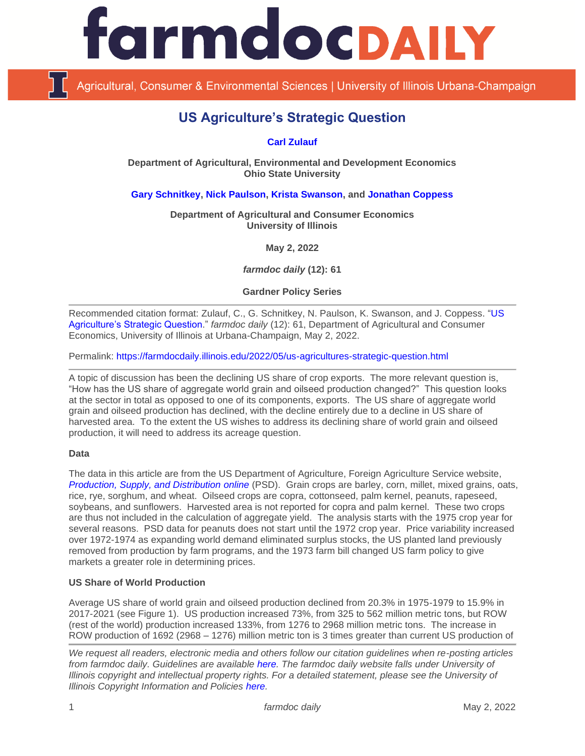# farmdoc DAILY

Agricultural, Consumer & Environmental Sciences | University of Illinois Urbana-Champaign

## US Agriculture's Strategic Question

**Carl Zulauf**

**Department of Agricultural, Environmental and Development Economics**
**Ohio State University**

**Gary Schnitkey, Nick Paulson, Krista Swanson, and Jonathan Coppess**

**Department of Agricultural and Consumer Economics**
**University of Illinois**

**May 2, 2022**

***farmdoc daily* (12): 61**

**Gardner Policy Series**

---

Recommended citation format: Zulauf, C., G. Schnitkey, N. Paulson, K. Swanson, and J. Coppess. "US Agriculture's Strategic Question." *farmdoc daily* (12): 61, Department of Agricultural and Consumer Economics, University of Illinois at Urbana-Champaign, May 2, 2022.

Permalink: https://farmdocdaily.illinois.edu/2022/05/us-agricultures-strategic-question.html

---

A topic of discussion has been the declining US share of crop exports. The more relevant question is, "How has the US share of aggregate world grain and oilseed production changed?" This question looks at the sector in total as opposed to one of its components, exports. The US share of aggregate world grain and oilseed production has declined, with the decline entirely due to a decline in US share of harvested area. To the extent the US wishes to address its declining share of world grain and oilseed production, it will need to address its acreage question.

**Data**

The data in this article are from the US Department of Agriculture, Foreign Agriculture Service website, *Production, Supply, and Distribution online* (PSD). Grain crops are barley, corn, millet, mixed grains, oats, rice, rye, sorghum, and wheat. Oilseed crops are copra, cottonseed, palm kernel, peanuts, rapeseed, soybeans, and sunflowers. Harvested area is not reported for copra and palm kernel. These two crops are thus not included in the calculation of aggregate yield. The analysis starts with the 1975 crop year for several reasons. PSD data for peanuts does not start until the 1972 crop year. Price variability increased over 1972-1974 as expanding world demand eliminated surplus stocks, the US planted land previously removed from production by farm programs, and the 1973 farm bill changed US farm policy to give markets a greater role in determining prices.

**US Share of World Production**

Average US share of world grain and oilseed production declined from 20.3% in 1975-1979 to 15.9% in 2017-2021 (see Figure 1). US production increased 73%, from 325 to 562 million metric tons, but ROW (rest of the world) production increased 133%, from 1276 to 2968 million metric tons. The increase in ROW production of 1692 (2968 – 1276) million metric ton is 3 times greater than current US production of

---

*We request all readers, electronic media and others follow our citation guidelines when re-posting articles from farmdoc daily. Guidelines are available here. The farmdoc daily website falls under University of Illinois copyright and intellectual property rights. For a detailed statement, please see the University of Illinois Copyright Information and Policies here.*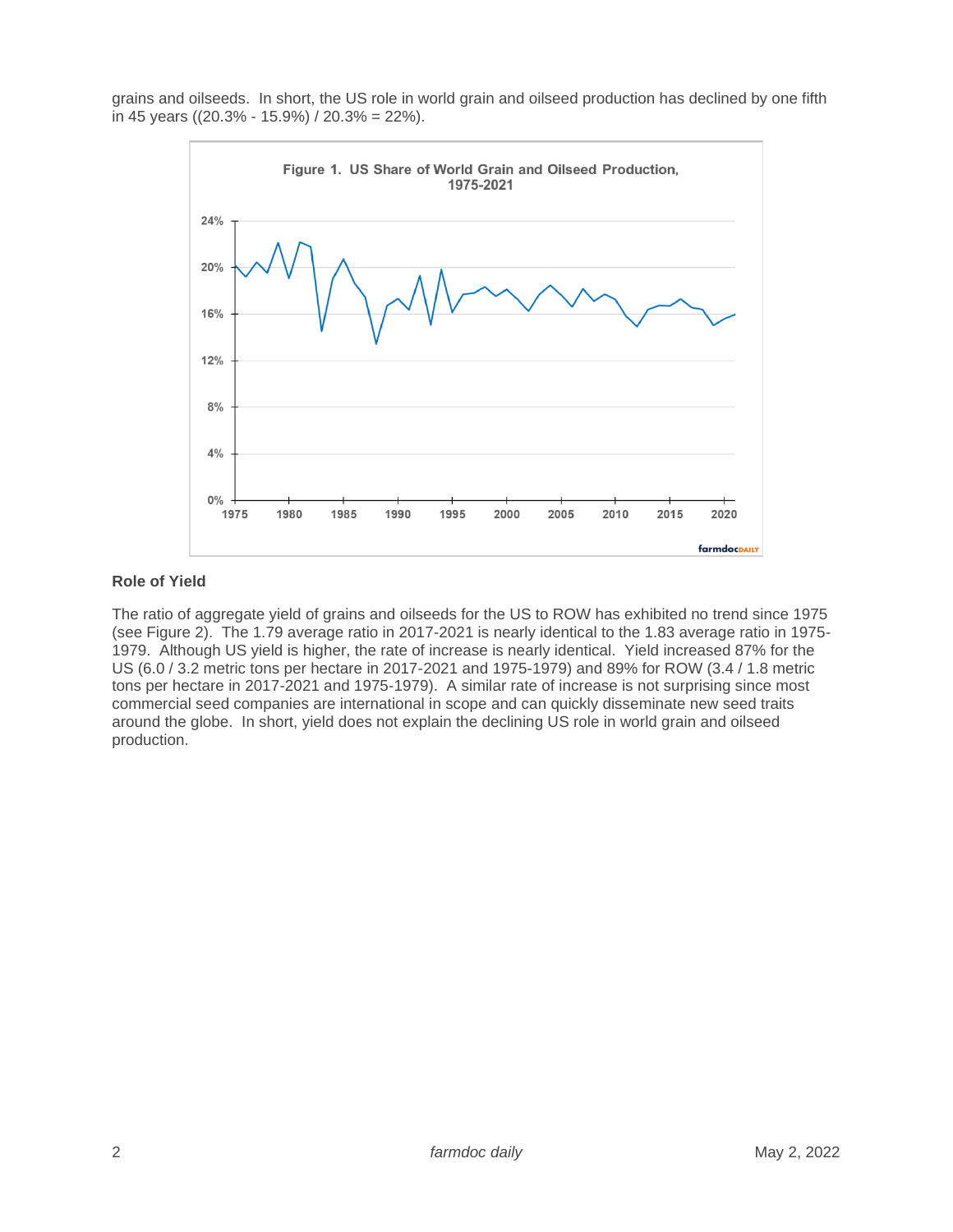grains and oilseeds. In short, the US role in world grain and oilseed production has declined by one fifth in 45 years ((20.3% - 15.9%) / 20.3% = 22%).

**Figure 1. US Share of World Grain and Oilseed Production, 1975-2021**

### Role of Yield

The ratio of aggregate yield of grains and oilseeds for the US to ROW has exhibited no trend since 1975 (see Figure 2). The 1.79 average ratio in 2017-2021 is nearly identical to the 1.83 average ratio in 1975-1979. Although US yield is higher, the rate of increase is nearly identical. Yield increased 87% for the US (6.0 / 3.2 metric tons per hectare in 2017-2021 and 1975-1979) and 89% for ROW (3.4 / 1.8 metric tons per hectare in 2017-2021 and 1975-1979). A similar rate of increase is not surprising since most commercial seed companies are international in scope and can quickly disseminate new seed traits around the globe. In short, yield does not explain the declining US role in world grain and oilseed production.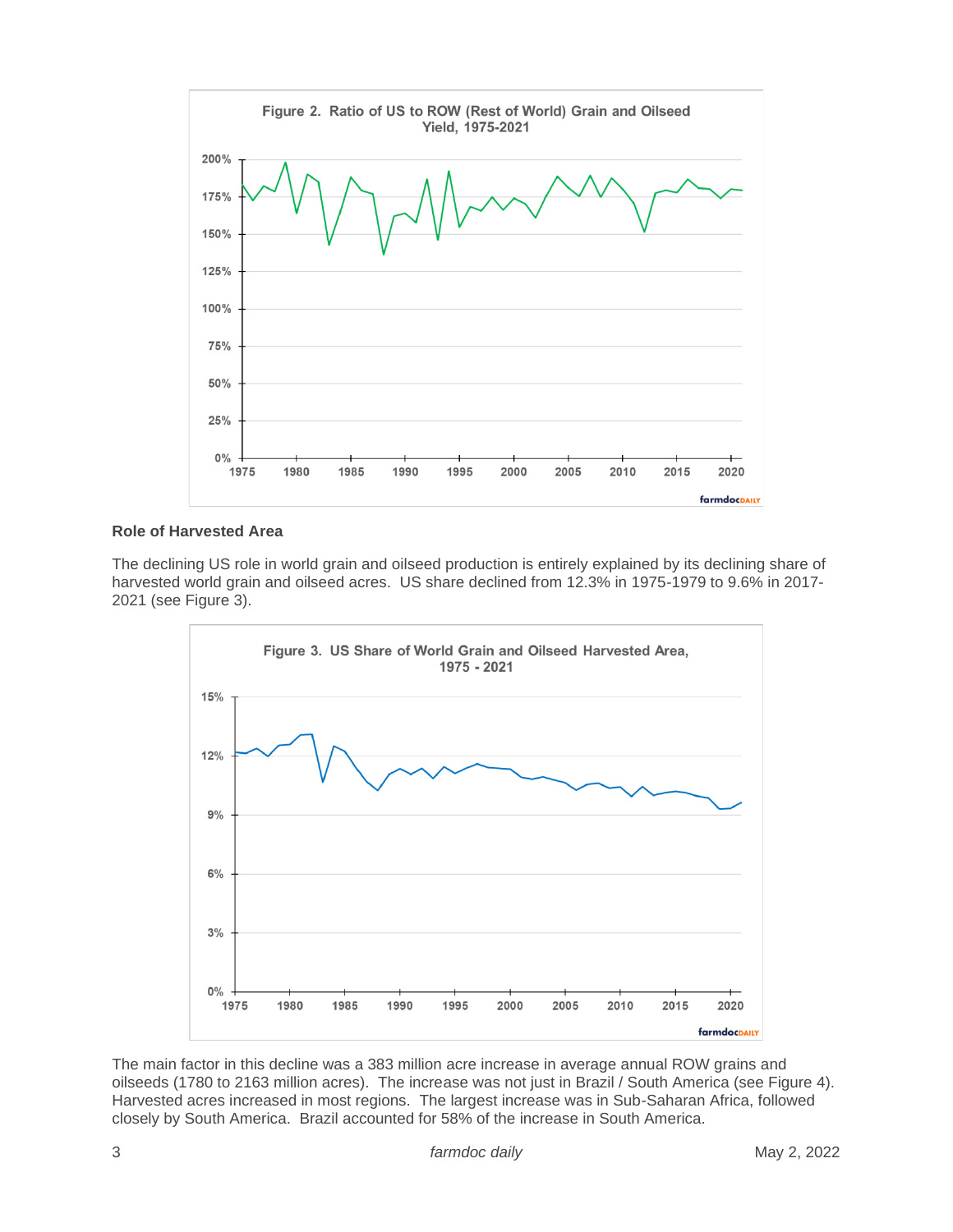Figure 2. Ratio of US to ROW (Rest of World) Grain and Oilseed Yield, 1975-2021

**Role of Harvested Area**

The declining US role in world grain and oilseed production is entirely explained by its declining share of harvested world grain and oilseed acres. US share declined from 12.3% in 1975-1979 to 9.6% in 2017-2021 (see Figure 3).

Figure 3. US Share of World Grain and Oilseed Harvested Area, 1975 - 2021

The main factor in this decline was a 383 million acre increase in average annual ROW grains and oilseeds (1780 to 2163 million acres). The increase was not just in Brazil / South America (see Figure 4). Harvested acres increased in most regions. The largest increase was in Sub-Saharan Africa, followed closely by South America. Brazil accounted for 58% of the increase in South America.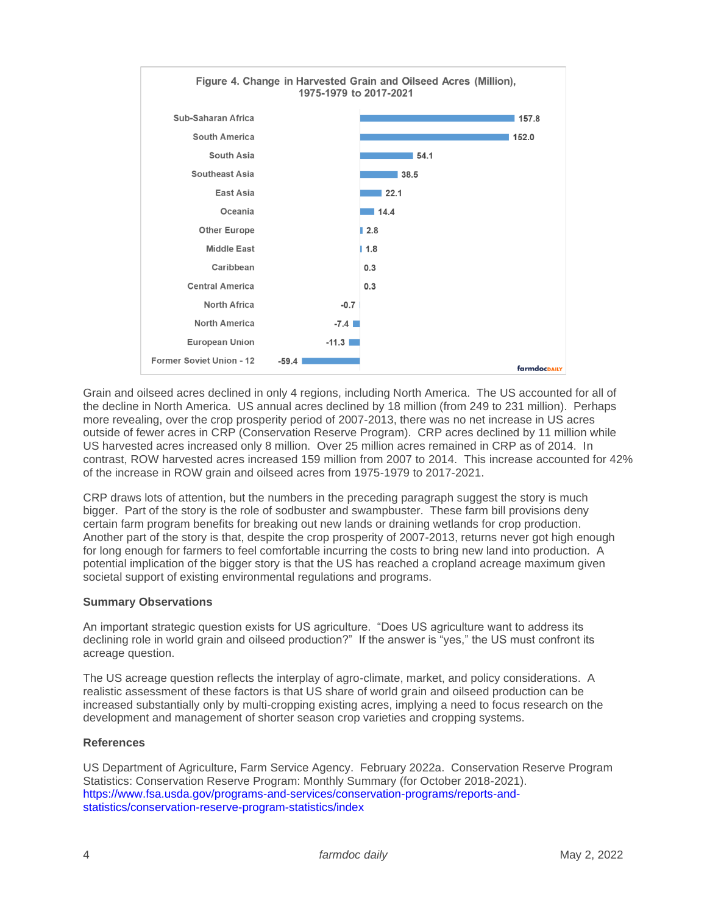**Figure 4. Change in Harvested Grain and Oilseed Acres (Million), 1975-1979 to 2017-2021**

| Region | Change (Million Acres) |
|---|---|
| Sub-Saharan Africa | 157.8 |
| South America | 152.0 |
| South Asia | 54.1 |
| Southeast Asia | 38.5 |
| East Asia | 22.1 |
| Oceania | 14.4 |
| Other Europe | 2.8 |
| Middle East | 1.8 |
| Caribbean | 0.3 |
| Central America | 0.3 |
| North Africa | -0.7 |
| North America | -7.4 |
| European Union | -11.3 |
| Former Soviet Union - 12 | -59.4 |

Grain and oilseed acres declined in only 4 regions, including North America. The US accounted for all of the decline in North America. US annual acres declined by 18 million (from 249 to 231 million). Perhaps more revealing, over the crop prosperity period of 2007-2013, there was no net increase in US acres outside of fewer acres in CRP (Conservation Reserve Program). CRP acres declined by 11 million while US harvested acres increased only 8 million. Over 25 million acres remained in CRP as of 2014. In contrast, ROW harvested acres increased 159 million from 2007 to 2014. This increase accounted for 42% of the increase in ROW grain and oilseed acres from 1975-1979 to 2017-2021.

CRP draws lots of attention, but the numbers in the preceding paragraph suggest the story is much bigger. Part of the story is the role of sodbuster and swampbuster. These farm bill provisions deny certain farm program benefits for breaking out new lands or draining wetlands for crop production. Another part of the story is that, despite the crop prosperity of 2007-2013, returns never got high enough for long enough for farmers to feel comfortable incurring the costs to bring new land into production. A potential implication of the bigger story is that the US has reached a cropland acreage maximum given societal support of existing environmental regulations and programs.

**Summary Observations**

An important strategic question exists for US agriculture. "Does US agriculture want to address its declining role in world grain and oilseed production?" If the answer is "yes," the US must confront its acreage question.

The US acreage question reflects the interplay of agro-climate, market, and policy considerations. A realistic assessment of these factors is that US share of world grain and oilseed production can be increased substantially only by multi-cropping existing acres, implying a need to focus research on the development and management of shorter season crop varieties and cropping systems.

**References**

US Department of Agriculture, Farm Service Agency. February 2022a. Conservation Reserve Program Statistics: Conservation Reserve Program: Monthly Summary (for October 2018-2021). https://www.fsa.usda.gov/programs-and-services/conservation-programs/reports-and-statistics/conservation-reserve-program-statistics/index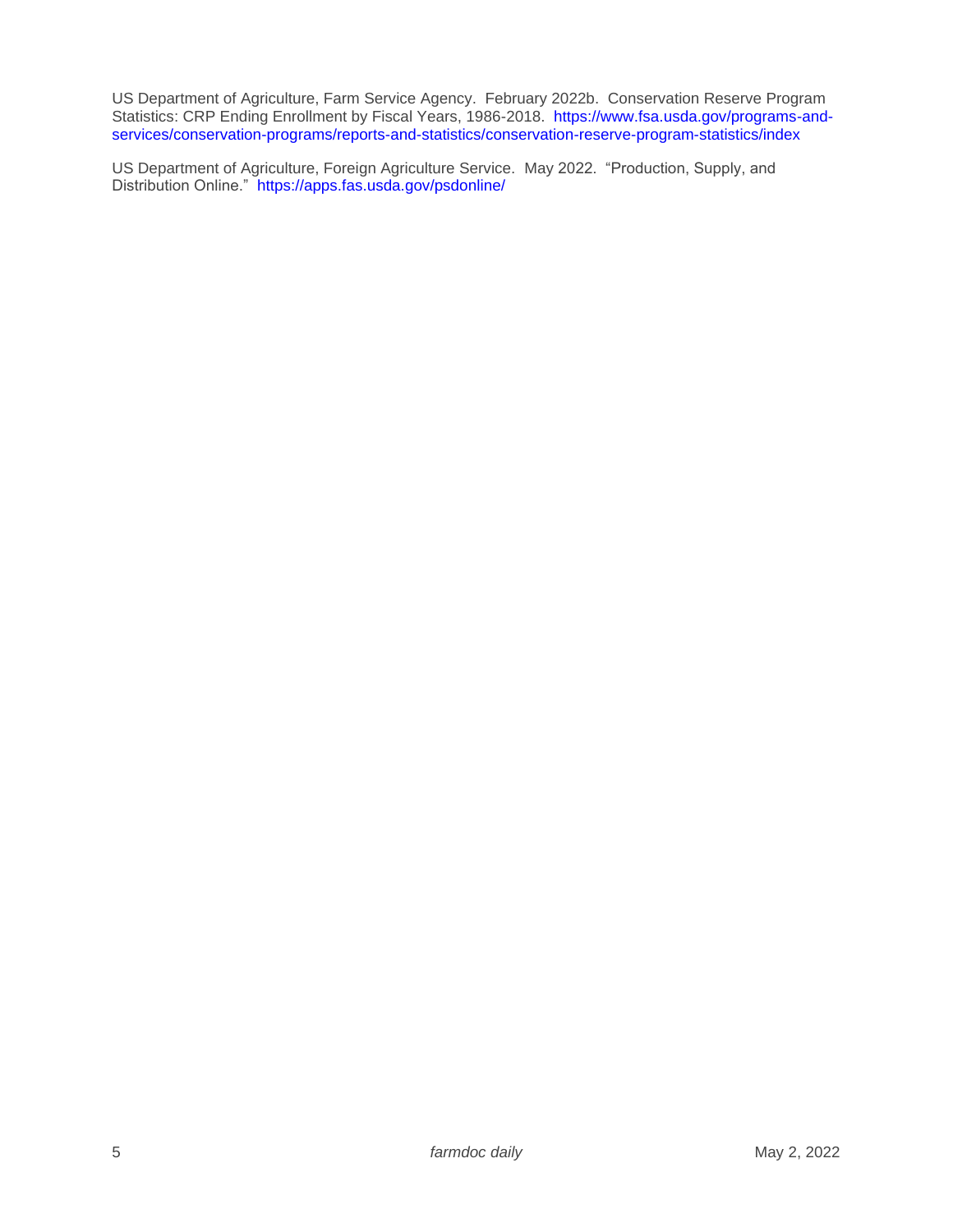US Department of Agriculture, Farm Service Agency. February 2022b. Conservation Reserve Program Statistics: CRP Ending Enrollment by Fiscal Years, 1986-2018. https://www.fsa.usda.gov/programs-and-services/conservation-programs/reports-and-statistics/conservation-reserve-program-statistics/index

US Department of Agriculture, Foreign Agriculture Service. May 2022. "Production, Supply, and Distribution Online." https://apps.fas.usda.gov/psdonline/